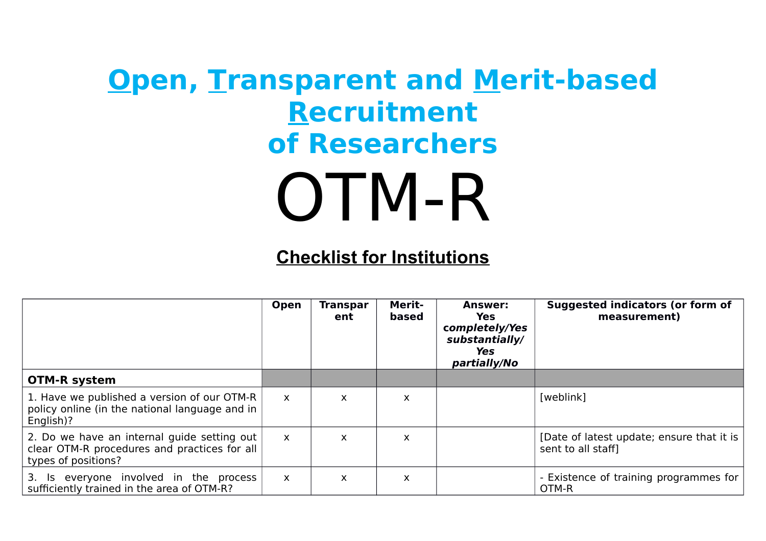# Open, Transparent and Merit-based Recruitment of Researchers

# OTM-R

## Checklist for Institutions

| | Open | Transparent | Merit-based | Answer: Yes *completely/Yes substantially/ Yes partially/No* | Suggested indicators (or form of measurement) |
|---|---|---|---|---|---|
| **OTM-R system** | | | | | |
| 1. Have we published a version of our OTM-R policy online (in the national language and in English)? | x | x | x | | [weblink] |
| 2. Do we have an internal guide setting out clear OTM-R procedures and practices for all types of positions? | x | x | x | | [Date of latest update; ensure that it is sent to all staff] |
| 3. Is everyone involved in the process sufficiently trained in the area of OTM-R? | x | x | x | | - Existence of training programmes for OTM-R |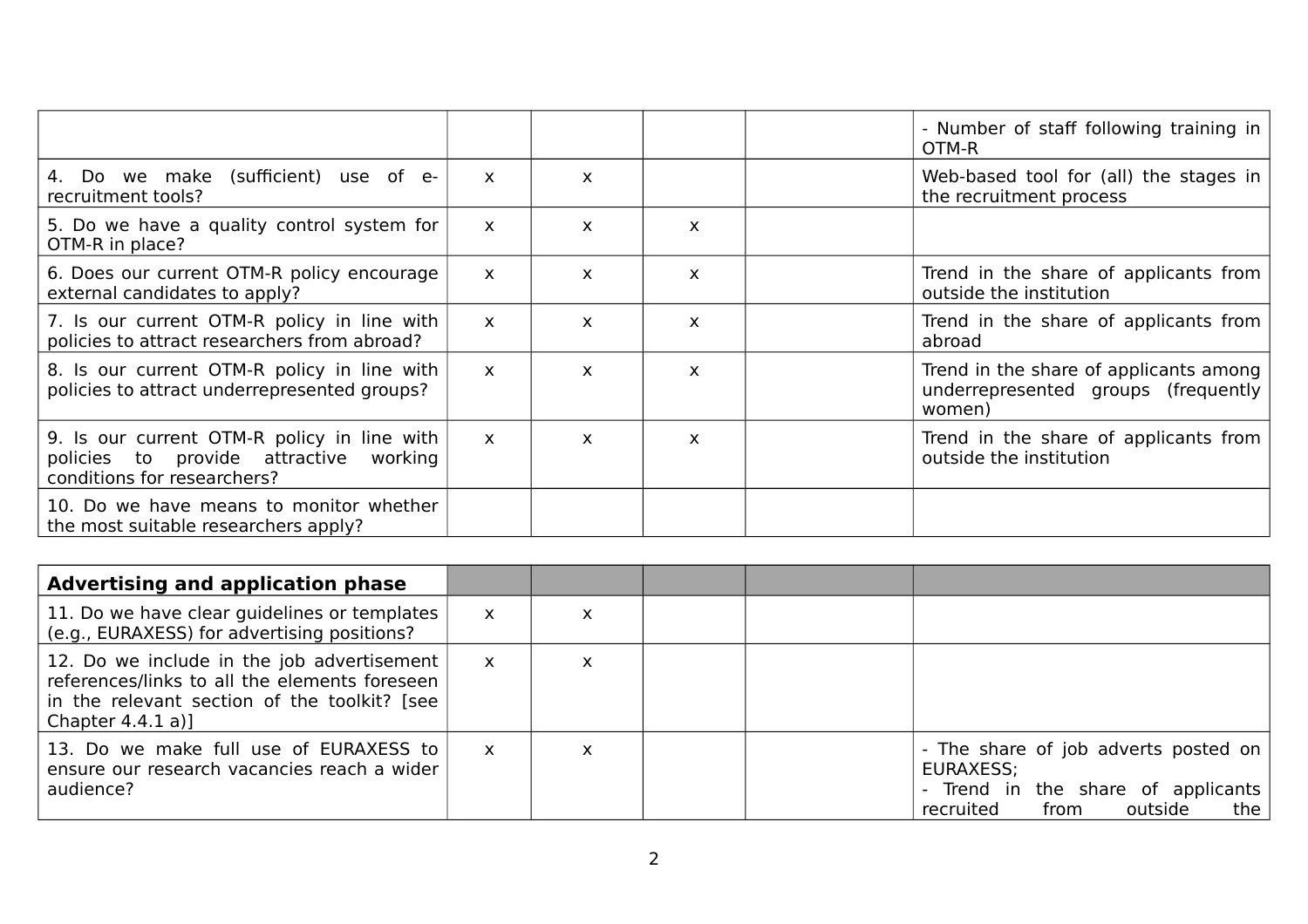| | | | | | |
|---|---|---|---|---|---|
| | | | | | - Number of staff following training in OTM-R |
| 4. Do we make (sufficient) use of e-recruitment tools? | x | x | | | Web-based tool for (all) the stages in the recruitment process |
| 5. Do we have a quality control system for OTM-R in place? | x | x | x | | |
| 6. Does our current OTM-R policy encourage external candidates to apply? | x | x | x | | Trend in the share of applicants from outside the institution |
| 7. Is our current OTM-R policy in line with policies to attract researchers from abroad? | x | x | x | | Trend in the share of applicants from abroad |
| 8. Is our current OTM-R policy in line with policies to attract underrepresented groups? | x | x | x | | Trend in the share of applicants among underrepresented groups (frequently women) |
| 9. Is our current OTM-R policy in line with policies to provide attractive working conditions for researchers? | x | x | x | | Trend in the share of applicants from outside the institution |
| 10. Do we have means to monitor whether the most suitable researchers apply? | | | | | |

| **Advertising and application phase** | | | | | |
|---|---|---|---|---|---|
| 11. Do we have clear guidelines or templates (e.g., EURAXESS) for advertising positions? | x | x | | | |
| 12. Do we include in the job advertisement references/links to all the elements foreseen in the relevant section of the toolkit? [see Chapter 4.4.1 a)] | x | x | | | |
| 13. Do we make full use of EURAXESS to ensure our research vacancies reach a wider audience? | x | x | | | - The share of job adverts posted on EURAXESS;<br>- Trend in the share of applicants recruited from outside the |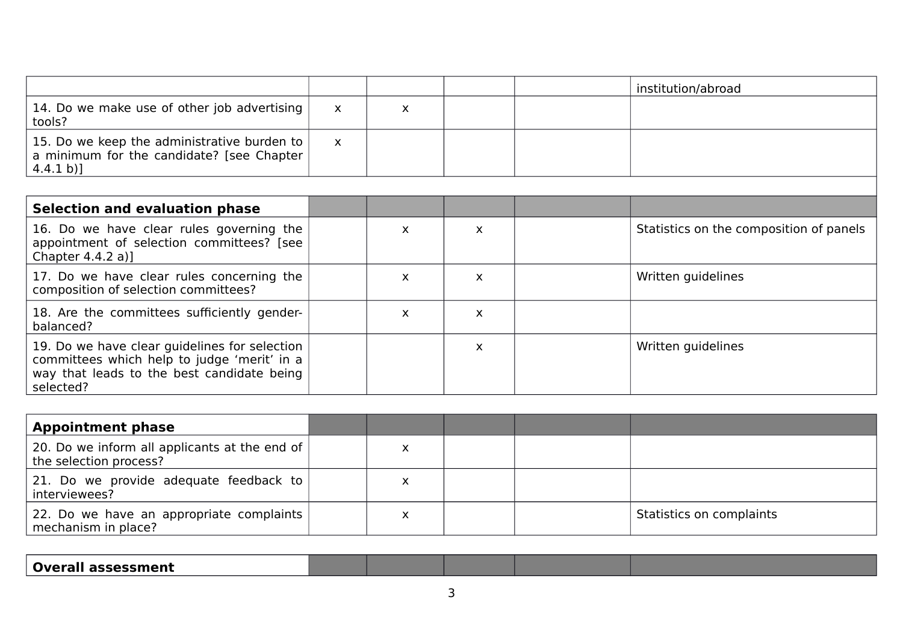| | | | | | |
|---|---|---|---|---|---|
| | | | | | institution/abroad |
| 14. Do we make use of other job advertising tools? | x | x | | | |
| 15. Do we keep the administrative burden to a minimum for the candidate? [see Chapter 4.4.1 b)] | x | | | | |
| **Selection and evaluation phase** | | | | | |
| 16. Do we have clear rules governing the appointment of selection committees? [see Chapter 4.4.2 a)] | | x | x | | Statistics on the composition of panels |
| 17. Do we have clear rules concerning the composition of selection committees? | | x | x | | Written guidelines |
| 18. Are the committees sufficiently gender-balanced? | | x | x | | |
| 19. Do we have clear guidelines for selection committees which help to judge 'merit' in a way that leads to the best candidate being selected? | | | x | | Written guidelines |
| **Appointment phase** | | | | | |
| 20. Do we inform all applicants at the end of the selection process? | | x | | | |
| 21. Do we provide adequate feedback to interviewees? | | x | | | |
| 22. Do we have an appropriate complaints mechanism in place? | | x | | | Statistics on complaints |
| **Overall assessment** | | | | | |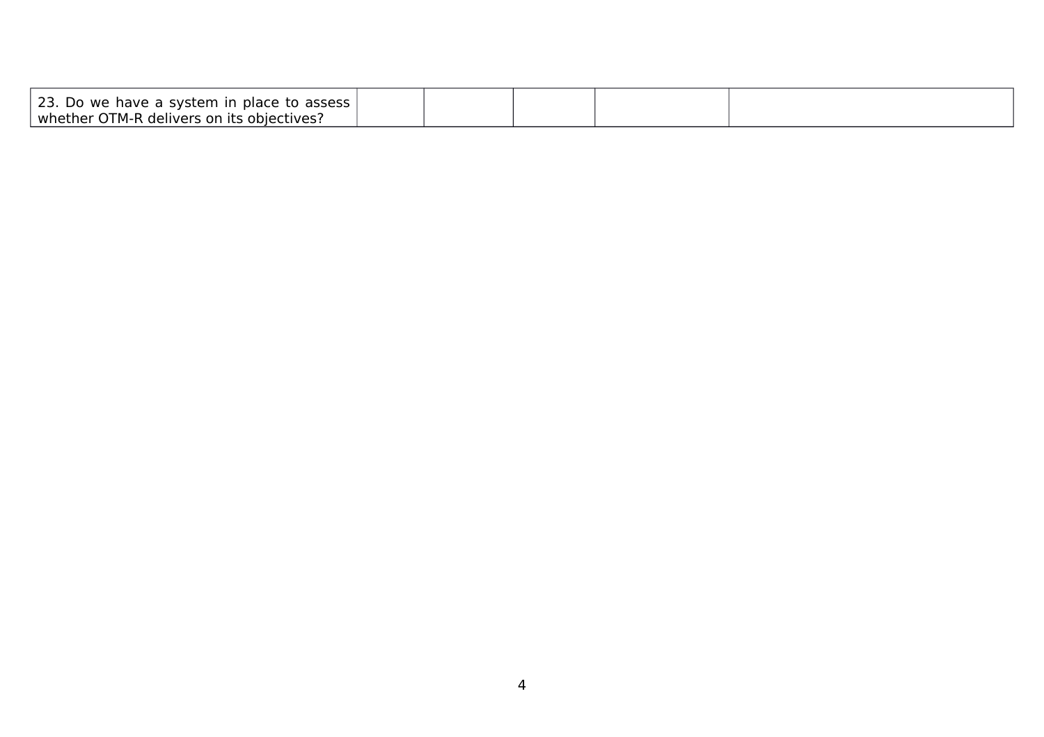| | | | | | |
|---|---|---|---|---|---|
| 23. Do we have a system in place to assess whether OTM-R delivers on its objectives? | | | | | |